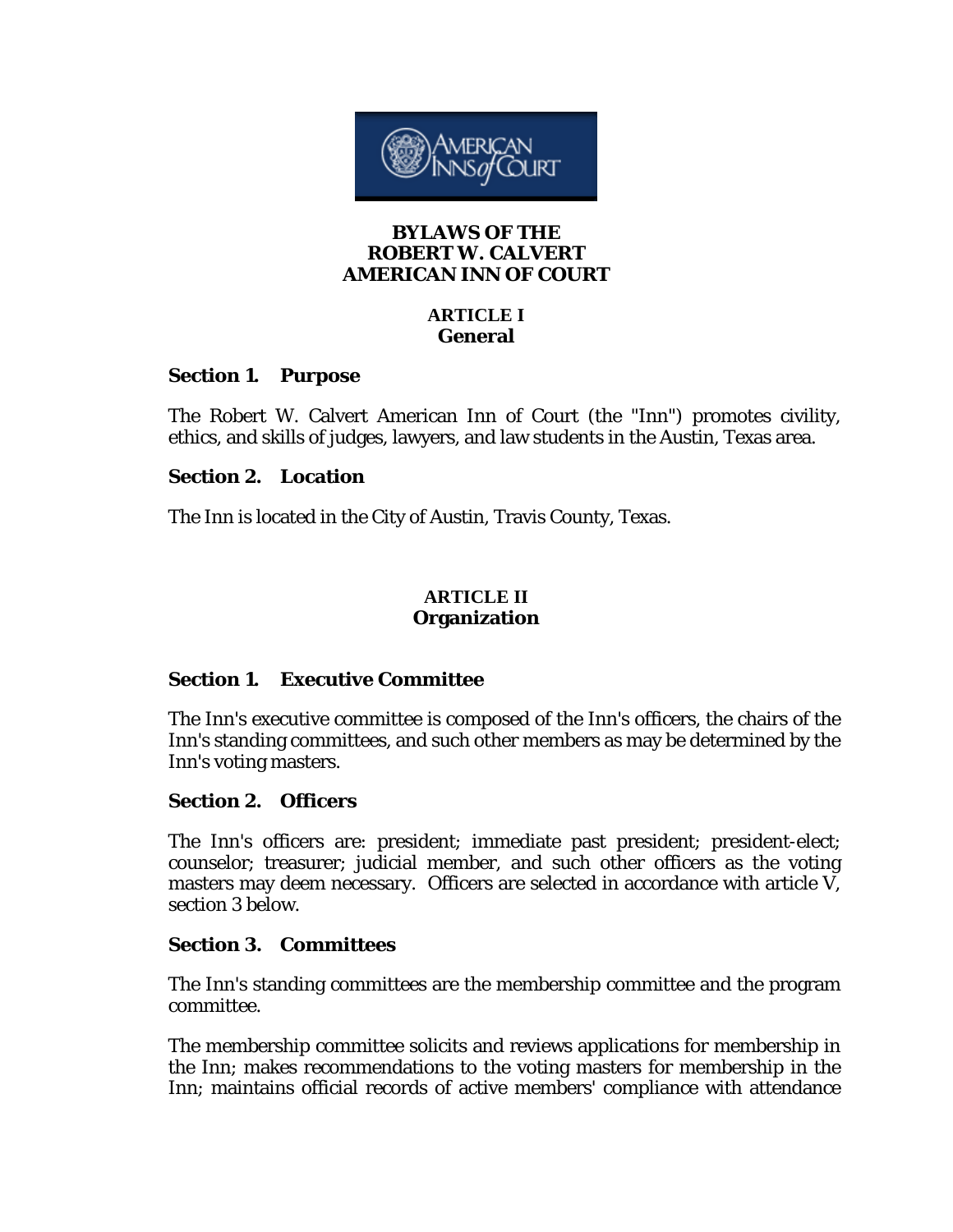# BYLAWS OF THE ROBERT W. CALVERT AMERICAN INN OF COURT

## ARTICLE I
## General

### Section 1. Purpose

The Robert W. Calvert American Inn of Court (the "Inn") promotes civility, ethics, and skills of judges, lawyers, and law students in the Austin, Texas area.

### Section 2. Location

The Inn is located in the City of Austin, Travis County, Texas.

## ARTICLE II
## Organization

### Section 1. Executive Committee

The Inn's executive committee is composed of the Inn's officers, the chairs of the Inn's standing committees, and such other members as may be determined by the Inn's voting masters.

### Section 2. Officers

The Inn's officers are: president; immediate past president; president-elect; counselor; treasurer; judicial member, and such other officers as the voting masters may deem necessary. Officers are selected in accordance with article V, section 3 below.

### Section 3. Committees

The Inn's standing committees are the membership committee and the program committee.

The membership committee solicits and reviews applications for membership in the Inn; makes recommendations to the voting masters for membership in the Inn; maintains official records of active members' compliance with attendance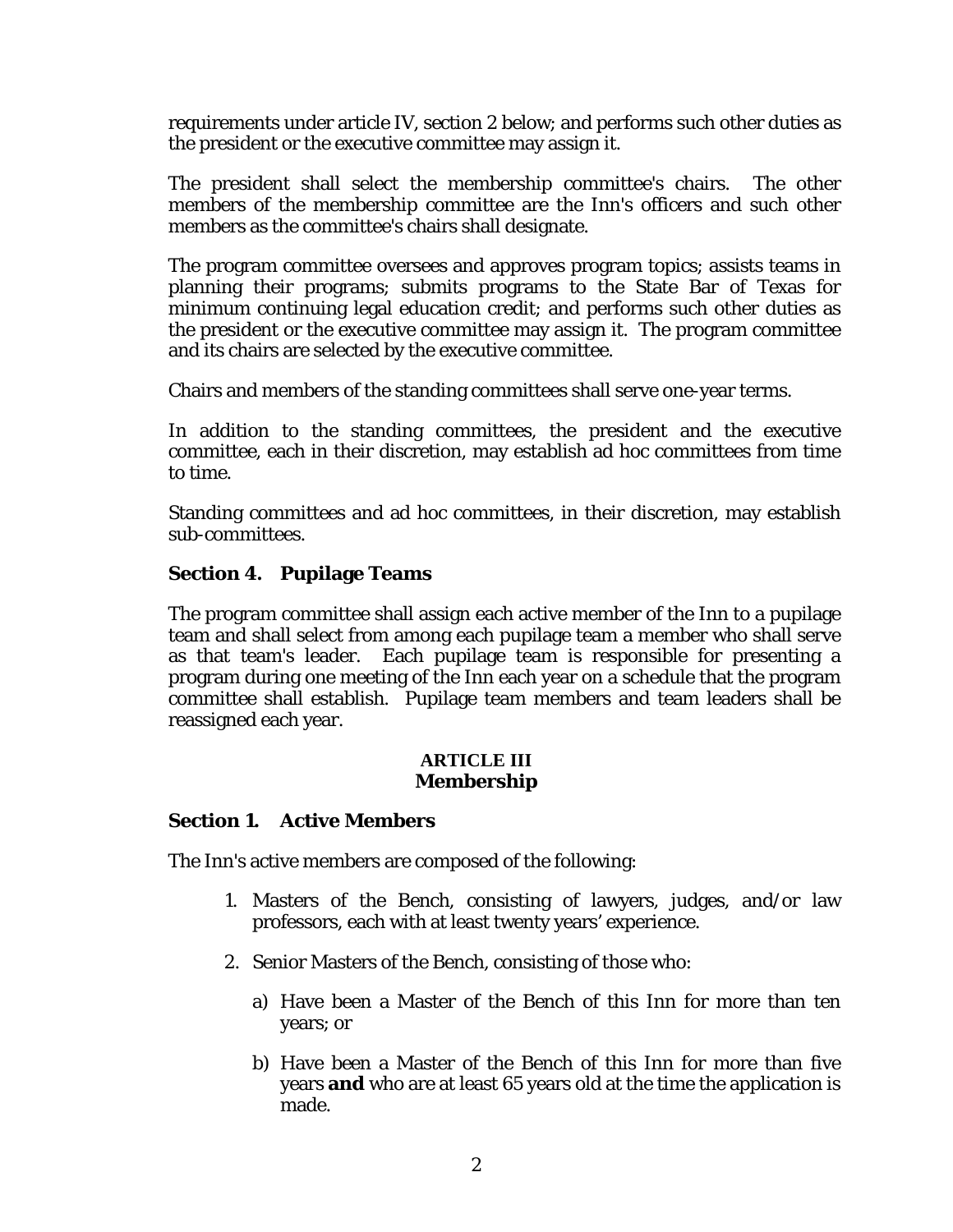requirements under article IV, section 2 below; and performs such other duties as the president or the executive committee may assign it.

The president shall select the membership committee's chairs. The other members of the membership committee are the Inn's officers and such other members as the committee's chairs shall designate.

The program committee oversees and approves program topics; assists teams in planning their programs; submits programs to the State Bar of Texas for minimum continuing legal education credit; and performs such other duties as the president or the executive committee may assign it. The program committee and its chairs are selected by the executive committee.

Chairs and members of the standing committees shall serve one-year terms.

In addition to the standing committees, the president and the executive committee, each in their discretion, may establish ad hoc committees from time to time.

Standing committees and ad hoc committees, in their discretion, may establish sub-committees.

### Section 4. Pupilage Teams

The program committee shall assign each active member of the Inn to a pupilage team and shall select from among each pupilage team a member who shall serve as that team's leader. Each pupilage team is responsible for presenting a program during one meeting of the Inn each year on a schedule that the program committee shall establish. Pupilage team members and team leaders shall be reassigned each year.

## ARTICLE III
## Membership

### Section 1. Active Members

The Inn's active members are composed of the following:

1. Masters of the Bench, consisting of lawyers, judges, and/or law professors, each with at least twenty years' experience.
2. Senior Masters of the Bench, consisting of those who:
   a) Have been a Master of the Bench of this Inn for more than ten years; or
   b) Have been a Master of the Bench of this Inn for more than five years **and** who are at least 65 years old at the time the application is made.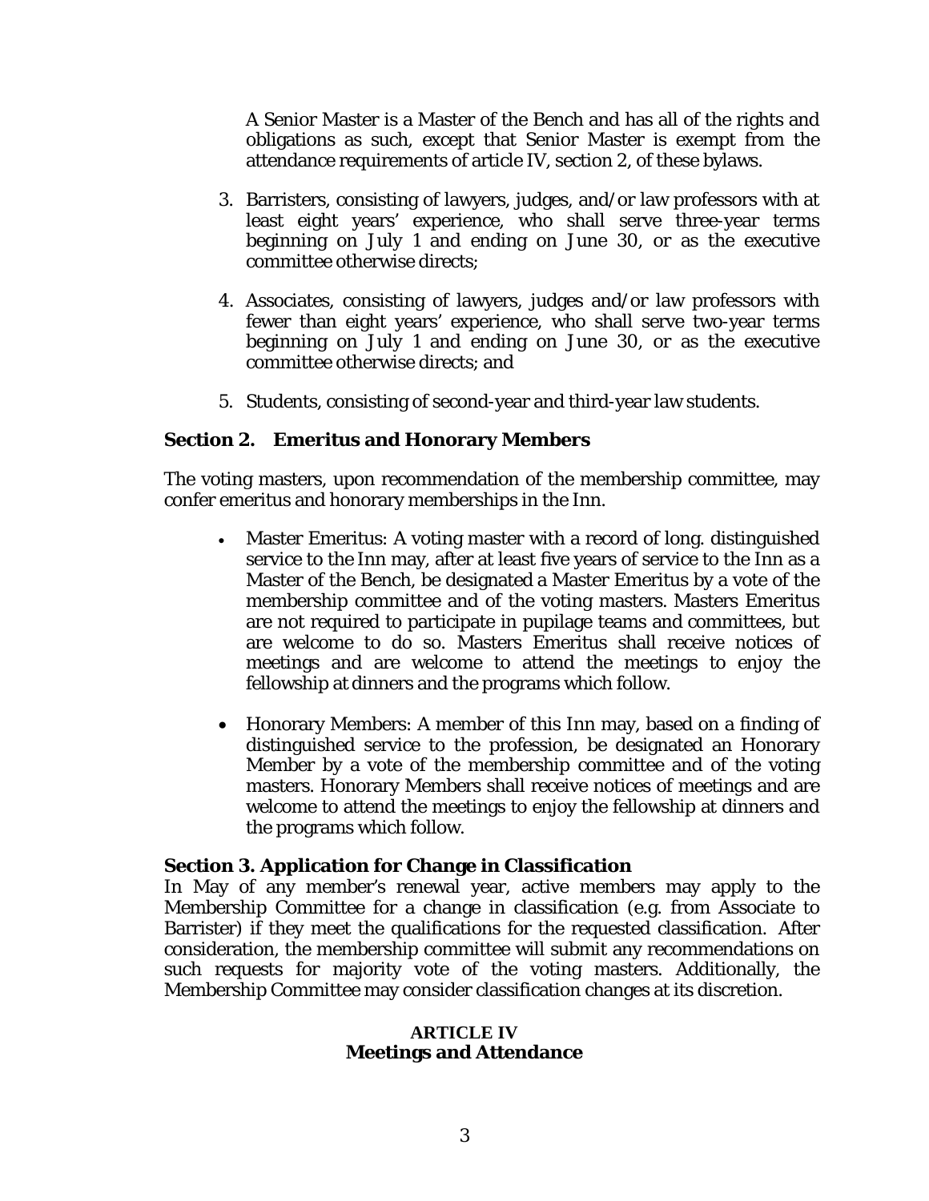A Senior Master is a Master of the Bench and has all of the rights and obligations as such, except that Senior Master is exempt from the attendance requirements of article IV, section 2, of these bylaws.

3. Barristers, consisting of lawyers, judges, and/or law professors with at least eight years' experience, who shall serve three-year terms beginning on July 1 and ending on June 30, or as the executive committee otherwise directs;

4. Associates, consisting of lawyers, judges and/or law professors with fewer than eight years' experience, who shall serve two-year terms beginning on July 1 and ending on June 30, or as the executive committee otherwise directs; and

5. Students, consisting of second-year and third-year law students.

### Section 2. Emeritus and Honorary Members

The voting masters, upon recommendation of the membership committee, may confer emeritus and honorary memberships in the Inn.

- Master Emeritus: A voting master with a record of long. distinguished service to the Inn may, after at least five years of service to the Inn as a Master of the Bench, be designated a Master Emeritus by a vote of the membership committee and of the voting masters. Masters Emeritus are not required to participate in pupilage teams and committees, but are welcome to do so. Masters Emeritus shall receive notices of meetings and are welcome to attend the meetings to enjoy the fellowship at dinners and the programs which follow.

- Honorary Members: A member of this Inn may, based on a finding of distinguished service to the profession, be designated an Honorary Member by a vote of the membership committee and of the voting masters. Honorary Members shall receive notices of meetings and are welcome to attend the meetings to enjoy the fellowship at dinners and the programs which follow.

### Section 3. Application for Change in Classification

In May of any member's renewal year, active members may apply to the Membership Committee for a change in classification (e.g. from Associate to Barrister) if they meet the qualifications for the requested classification. After consideration, the membership committee will submit any recommendations on such requests for majority vote of the voting masters. Additionally, the Membership Committee may consider classification changes at its discretion.

## ARTICLE IV
## Meetings and Attendance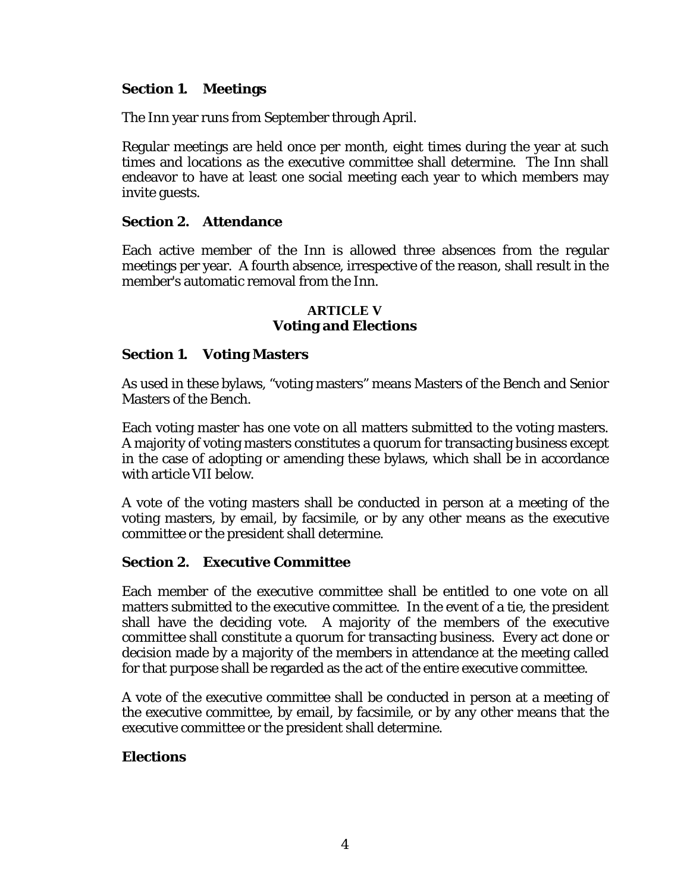**Section 1. Meetings**

The Inn year runs from September through April.

Regular meetings are held once per month, eight times during the year at such times and locations as the executive committee shall determine. The Inn shall endeavor to have at least one social meeting each year to which members may invite guests.

**Section 2. Attendance**

Each active member of the Inn is allowed three absences from the regular meetings per year. A fourth absence, irrespective of the reason, shall result in the member's automatic removal from the Inn.

## ARTICLE V
## Voting and Elections

**Section 1. Voting Masters**

As used in these bylaws, "voting masters" means Masters of the Bench and Senior Masters of the Bench.

Each voting master has one vote on all matters submitted to the voting masters. A majority of voting masters constitutes a quorum for transacting business except in the case of adopting or amending these bylaws, which shall be in accordance with article VII below.

A vote of the voting masters shall be conducted in person at a meeting of the voting masters, by email, by facsimile, or by any other means as the executive committee or the president shall determine.

**Section 2. Executive Committee**

Each member of the executive committee shall be entitled to one vote on all matters submitted to the executive committee. In the event of a tie, the president shall have the deciding vote. A majority of the members of the executive committee shall constitute a quorum for transacting business. Every act done or decision made by a majority of the members in attendance at the meeting called for that purpose shall be regarded as the act of the entire executive committee.

A vote of the executive committee shall be conducted in person at a meeting of the executive committee, by email, by facsimile, or by any other means that the executive committee or the president shall determine.

**Elections**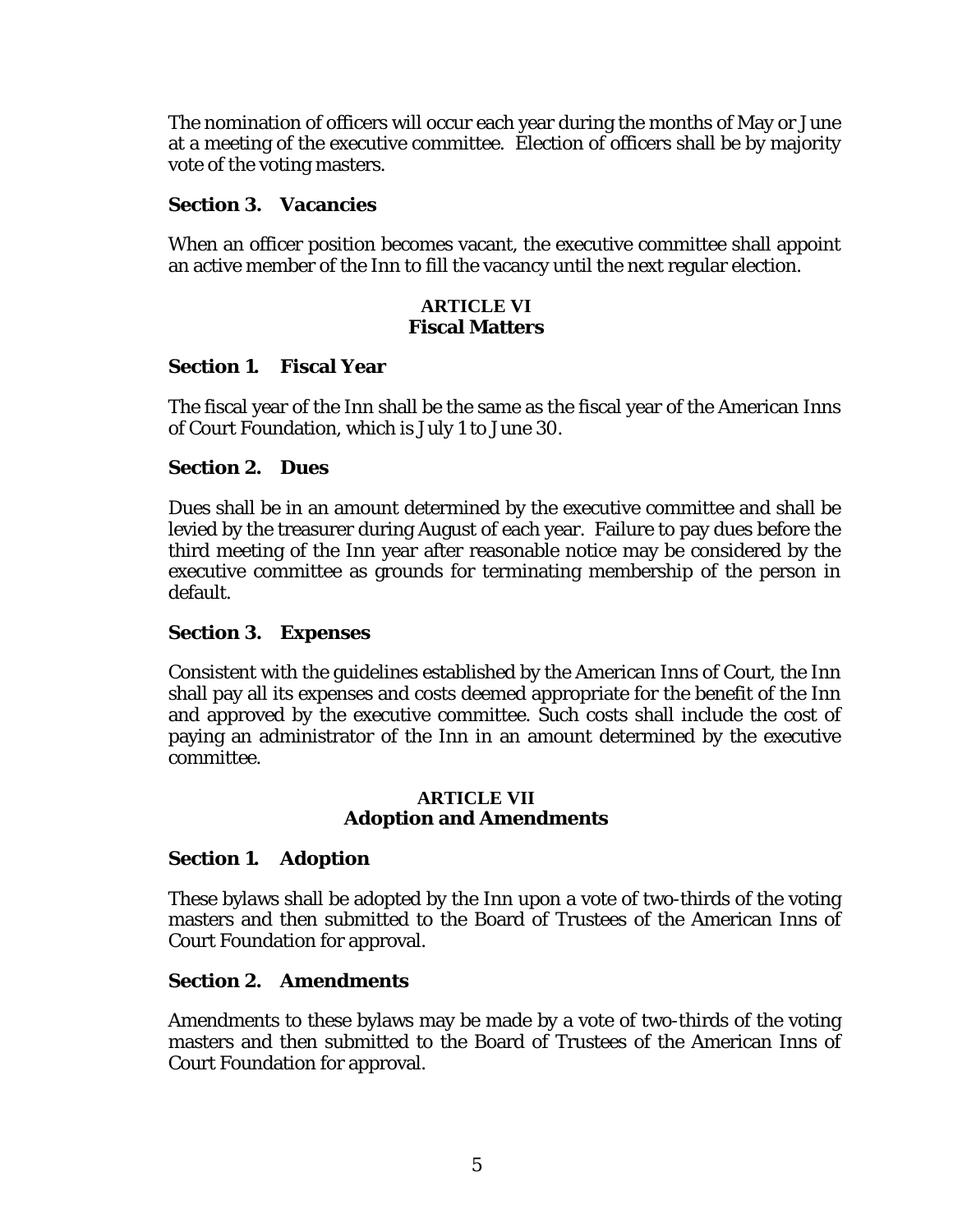The nomination of officers will occur each year during the months of May or June at a meeting of the executive committee. Election of officers shall be by majority vote of the voting masters.

### Section 3. Vacancies

When an officer position becomes vacant, the executive committee shall appoint an active member of the Inn to fill the vacancy until the next regular election.

## ARTICLE VI
## Fiscal Matters

### Section 1. Fiscal Year

The fiscal year of the Inn shall be the same as the fiscal year of the American Inns of Court Foundation, which is July 1 to June 30.

### Section 2. Dues

Dues shall be in an amount determined by the executive committee and shall be levied by the treasurer during August of each year. Failure to pay dues before the third meeting of the Inn year after reasonable notice may be considered by the executive committee as grounds for terminating membership of the person in default.

### Section 3. Expenses

Consistent with the guidelines established by the American Inns of Court, the Inn shall pay all its expenses and costs deemed appropriate for the benefit of the Inn and approved by the executive committee. Such costs shall include the cost of paying an administrator of the Inn in an amount determined by the executive committee.

## ARTICLE VII
## Adoption and Amendments

### Section 1. Adoption

These bylaws shall be adopted by the Inn upon a vote of two-thirds of the voting masters and then submitted to the Board of Trustees of the American Inns of Court Foundation for approval.

### Section 2. Amendments

Amendments to these bylaws may be made by a vote of two-thirds of the voting masters and then submitted to the Board of Trustees of the American Inns of Court Foundation for approval.